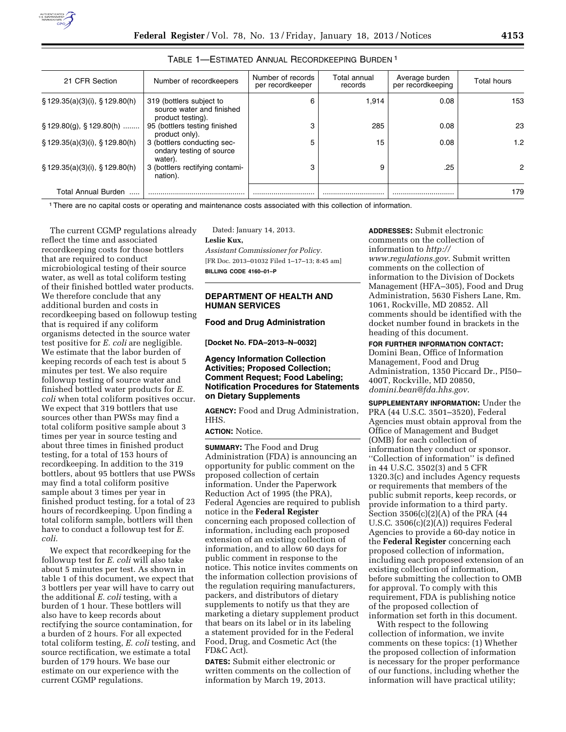TABLE 1—ESTIMATED ANNUAL RECORDKEEPING BURDEN [1]

| 21 CFR Section | Number of recordkeepers | Number of records per recordkeeper | Total annual records | Average burden per recordkeeping | Total hours |
|---|---|---|---|---|---|
| § 129.35(a)(3)(i), § 129.80(h) | 319 (bottlers subject to source water and finished product testing). | 6 | 1,914 | 0.08 | 153 |
| § 129.80(g), § 129.80(h) | 95 (bottlers testing finished product only). | 3 | 285 | 0.08 | 23 |
| § 129.35(a)(3)(i), § 129.80(h) | 3 (bottlers conducting secondary testing of source water). | 5 | 15 | 0.08 | 1.2 |
| § 129.35(a)(3)(i), § 129.80(h) | 3 (bottlers rectifying contamination). | 3 | 9 | .25 | 2 |
| Total Annual Burden | | | | | 179 |

[1] There are no capital costs or operating and maintenance costs associated with this collection of information.

The current CGMP regulations already reflect the time and associated recordkeeping costs for those bottlers that are required to conduct microbiological testing of their source water, as well as total coliform testing of their finished bottled water products. We therefore conclude that any additional burden and costs in recordkeeping based on followup testing that is required if any coliform organisms detected in the source water test positive for *E. coli* are negligible. We estimate that the labor burden of keeping records of each test is about 5 minutes per test. We also require followup testing of source water and finished bottled water products for *E. coli* when total coliform positives occur. We expect that 319 bottlers that use sources other than PWSs may find a total coliform positive sample about 3 times per year in source testing and about three times in finished product testing, for a total of 153 hours of recordkeeping. In addition to the 319 bottlers, about 95 bottlers that use PWSs may find a total coliform positive sample about 3 times per year in finished product testing, for a total of 23 hours of recordkeeping. Upon finding a total coliform sample, bottlers will then have to conduct a followup test for *E. coli.*

We expect that recordkeeping for the followup test for *E. coli* will also take about 5 minutes per test. As shown in table 1 of this document, we expect that 3 bottlers per year will have to carry out the additional *E. coli* testing, with a burden of 1 hour. These bottlers will also have to keep records about rectifying the source contamination, for a burden of 2 hours. For all expected total coliform testing, *E. coli* testing, and source rectification, we estimate a total burden of 179 hours. We base our estimate on our experience with the current CGMP regulations.

Dated: January 14, 2013.

**Leslie Kux,**

*Assistant Commissioner for Policy.*

[FR Doc. 2013–01032 Filed 1–17–13; 8:45 am]

**BILLING CODE 4160–01–P**

## DEPARTMENT OF HEALTH AND HUMAN SERVICES

### Food and Drug Administration

**[Docket No. FDA–2013–N–0032]**

### Agency Information Collection Activities; Proposed Collection; Comment Request; Food Labeling; Notification Procedures for Statements on Dietary Supplements

**AGENCY:** Food and Drug Administration, HHS.

**ACTION:** Notice.

**SUMMARY:** The Food and Drug Administration (FDA) is announcing an opportunity for public comment on the proposed collection of certain information. Under the Paperwork Reduction Act of 1995 (the PRA), Federal Agencies are required to publish notice in the **Federal Register** concerning each proposed collection of information, including each proposed extension of an existing collection of information, and to allow 60 days for public comment in response to the notice. This notice invites comments on the information collection provisions of the regulation requiring manufacturers, packers, and distributors of dietary supplements to notify us that they are marketing a dietary supplement product that bears on its label or in its labeling a statement provided for in the Federal Food, Drug, and Cosmetic Act (the FD&C Act).

**DATES:** Submit either electronic or written comments on the collection of information by March 19, 2013.

**ADDRESSES:** Submit electronic comments on the collection of information to *http://www.regulations.gov*. Submit written comments on the collection of information to the Division of Dockets Management (HFA–305), Food and Drug Administration, 5630 Fishers Lane, Rm. 1061, Rockville, MD 20852. All comments should be identified with the docket number found in brackets in the heading of this document.

**FOR FURTHER INFORMATION CONTACT:** Domini Bean, Office of Information Management, Food and Drug Administration, 1350 Piccard Dr., PI50–400T, Rockville, MD 20850, *domini.bean@fda.hhs.gov*.

**SUPPLEMENTARY INFORMATION:** Under the PRA (44 U.S.C. 3501–3520), Federal Agencies must obtain approval from the Office of Management and Budget (OMB) for each collection of information they conduct or sponsor. ''Collection of information'' is defined in 44 U.S.C. 3502(3) and 5 CFR 1320.3(c) and includes Agency requests or requirements that members of the public submit reports, keep records, or provide information to a third party. Section 3506(c)(2)(A) of the PRA (44 U.S.C. 3506(c)(2)(A)) requires Federal Agencies to provide a 60-day notice in the **Federal Register** concerning each proposed collection of information, including each proposed extension of an existing collection of information, before submitting the collection to OMB for approval. To comply with this requirement, FDA is publishing notice of the proposed collection of information set forth in this document.

With respect to the following collection of information, we invite comments on these topics: (1) Whether the proposed collection of information is necessary for the proper performance of our functions, including whether the information will have practical utility;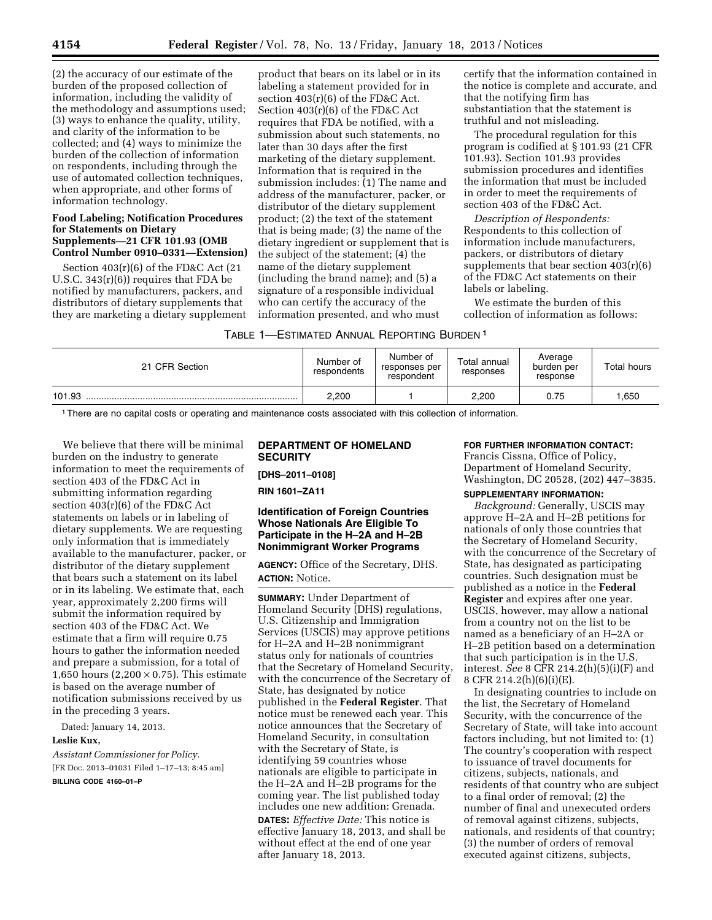(2) the accuracy of our estimate of the burden of the proposed collection of information, including the validity of the methodology and assumptions used; (3) ways to enhance the quality, utility, and clarity of the information to be collected; and (4) ways to minimize the burden of the collection of information on respondents, including through the use of automated collection techniques, when appropriate, and other forms of information technology.

**Food Labeling; Notification Procedures for Statements on Dietary Supplements—21 CFR 101.93 (OMB Control Number 0910–0331—Extension)**

Section 403(r)(6) of the FD&C Act (21 U.S.C. 343(r)(6)) requires that FDA be notified by manufacturers, packers, and distributors of dietary supplements that they are marketing a dietary supplement product that bears on its label or in its labeling a statement provided for in section 403(r)(6) of the FD&C Act. Section 403(r)(6) of the FD&C Act requires that FDA be notified, with a submission about such statements, no later than 30 days after the first marketing of the dietary supplement. Information that is required in the submission includes: (1) The name and address of the manufacturer, packer, or distributor of the dietary supplement product; (2) the text of the statement that is being made; (3) the name of the dietary ingredient or supplement that is the subject of the statement; (4) the name of the dietary supplement (including the brand name); and (5) a signature of a responsible individual who can certify the accuracy of the information presented, and who must certify that the information contained in the notice is complete and accurate, and that the notifying firm has substantiation that the statement is truthful and not misleading.

The procedural regulation for this program is codified at § 101.93 (21 CFR 101.93). Section 101.93 provides submission procedures and identifies the information that must be included in order to meet the requirements of section 403 of the FD&C Act.

*Description of Respondents:* Respondents to this collection of information include manufacturers, packers, or distributors of dietary supplements that bear section 403(r)(6) of the FD&C Act statements on their labels or labeling.

We estimate the burden of this collection of information as follows:

TABLE 1—ESTIMATED ANNUAL REPORTING BURDEN [1]

| 21 CFR Section | Number of respondents | Number of responses per respondent | Total annual responses | Average burden per response | Total hours |
|---|---|---|---|---|---|
| 101.93 | 2,200 | 1 | 2,200 | 0.75 | 1,650 |

[1] There are no capital costs or operating and maintenance costs associated with this collection of information.

We believe that there will be minimal burden on the industry to generate information to meet the requirements of section 403 of the FD&C Act in submitting information regarding section 403(r)(6) of the FD&C Act statements on labels or in labeling of dietary supplements. We are requesting only information that is immediately available to the manufacturer, packer, or distributor of the dietary supplement that bears such a statement on its label or in its labeling. We estimate that, each year, approximately 2,200 firms will submit the information required by section 403 of the FD&C Act. We estimate that a firm will require 0.75 hours to gather the information needed and prepare a submission, for a total of 1,650 hours ($2,200 \times 0.75$). This estimate is based on the average number of notification submissions received by us in the preceding 3 years.

Dated: January 14, 2013.

**Leslie Kux,**

*Assistant Commissioner for Policy.*

[FR Doc. 2013–01031 Filed 1–17–13; 8:45 am]

**BILLING CODE 4160–01–P**

## DEPARTMENT OF HOMELAND SECURITY

**[DHS–2011–0108]**

**RIN 1601–ZA11**

### Identification of Foreign Countries Whose Nationals Are Eligible To Participate in the H–2A and H–2B Nonimmigrant Worker Programs

**AGENCY:** Office of the Secretary, DHS.

**ACTION:** Notice.

**SUMMARY:** Under Department of Homeland Security (DHS) regulations, U.S. Citizenship and Immigration Services (USCIS) may approve petitions for H–2A and H–2B nonimmigrant status only for nationals of countries that the Secretary of Homeland Security, with the concurrence of the Secretary of State, has designated by notice published in the **Federal Register**. That notice must be renewed each year. This notice announces that the Secretary of Homeland Security, in consultation with the Secretary of State, is identifying 59 countries whose nationals are eligible to participate in the H–2A and H–2B programs for the coming year. The list published today includes one new addition: Grenada.

**DATES:** *Effective Date:* This notice is effective January 18, 2013, and shall be without effect at the end of one year after January 18, 2013.

**FOR FURTHER INFORMATION CONTACT:** Francis Cissna, Office of Policy, Department of Homeland Security, Washington, DC 20528, (202) 447–3835.

**SUPPLEMENTARY INFORMATION:**

*Background:* Generally, USCIS may approve H–2A and H–2B petitions for nationals of only those countries that the Secretary of Homeland Security, with the concurrence of the Secretary of State, has designated as participating countries. Such designation must be published as a notice in the **Federal Register** and expires after one year. USCIS, however, may allow a national from a country not on the list to be named as a beneficiary of an H–2A or H–2B petition based on a determination that such participation is in the U.S. interest. *See* 8 CFR 214.2(h)(5)(i)(F) and 8 CFR 214.2(h)(6)(i)(E).

In designating countries to include on the list, the Secretary of Homeland Security, with the concurrence of the Secretary of State, will take into account factors including, but not limited to: (1) The country's cooperation with respect to issuance of travel documents for citizens, subjects, nationals, and residents of that country who are subject to a final order of removal; (2) the number of final and unexecuted orders of removal against citizens, subjects, nationals, and residents of that country; (3) the number of orders of removal executed against citizens, subjects,